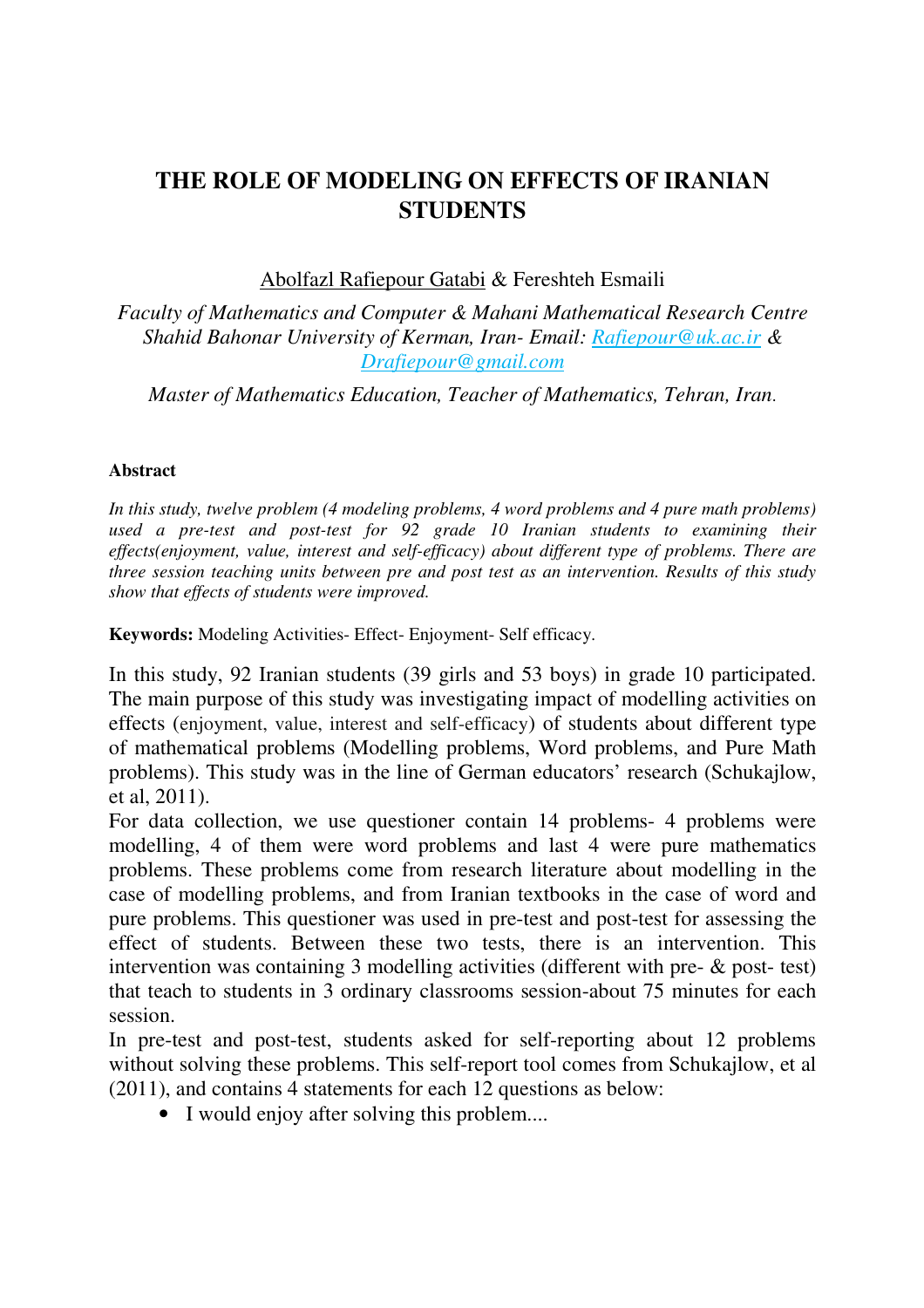# THE ROLE OF MODELING ON EFFECTS OF IRANIAN STUDENTS

Abolfazl Rafiepour Gatabi & Fereshteh Esmaili

*Faculty of Mathematics and Computer & Mahani Mathematical Research Centre Shahid Bahonar University of Kerman, Iran- Email: Rafiepour@uk.ac.ir & Drafiepour@gmail.com*

*Master of Mathematics Education, Teacher of Mathematics, Tehran, Iran.*

**Abstract**

*In this study, twelve problem (4 modeling problems, 4 word problems and 4 pure math problems) used a pre-test and post-test for 92 grade 10 Iranian students to examining their effects(enjoyment, value, interest and self-efficacy) about different type of problems. There are three session teaching units between pre and post test as an intervention. Results of this study show that effects of students were improved.*

**Keywords:** Modeling Activities- Effect- Enjoyment- Self efficacy.

In this study, 92 Iranian students (39 girls and 53 boys) in grade 10 participated. The main purpose of this study was investigating impact of modelling activities on effects (enjoyment, value, interest and self-efficacy) of students about different type of mathematical problems (Modelling problems, Word problems, and Pure Math problems). This study was in the line of German educators' research (Schukajlow, et al, 2011).

For data collection, we use questioner contain 14 problems- 4 problems were modelling, 4 of them were word problems and last 4 were pure mathematics problems. These problems come from research literature about modelling in the case of modelling problems, and from Iranian textbooks in the case of word and pure problems. This questioner was used in pre-test and post-test for assessing the effect of students. Between these two tests, there is an intervention. This intervention was containing 3 modelling activities (different with pre- & post- test) that teach to students in 3 ordinary classrooms session-about 75 minutes for each session.

In pre-test and post-test, students asked for self-reporting about 12 problems without solving these problems. This self-report tool comes from Schukajlow, et al (2011), and contains 4 statements for each 12 questions as below:

- I would enjoy after solving this problem....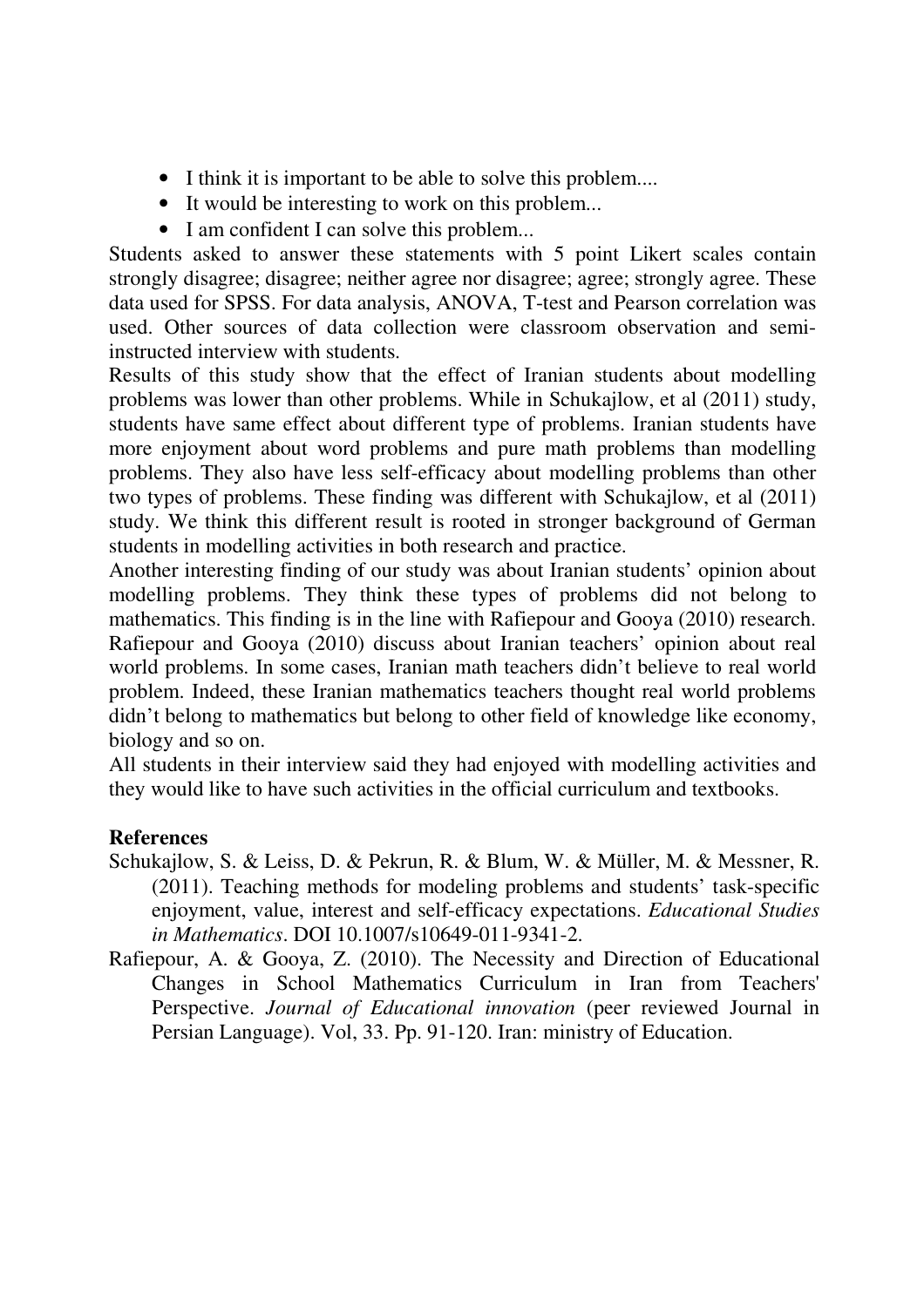- I think it is important to be able to solve this problem....
- It would be interesting to work on this problem...
- I am confident I can solve this problem...

Students asked to answer these statements with 5 point Likert scales contain strongly disagree; disagree; neither agree nor disagree; agree; strongly agree. These data used for SPSS. For data analysis, ANOVA, T-test and Pearson correlation was used. Other sources of data collection were classroom observation and semi-instructed interview with students.

Results of this study show that the effect of Iranian students about modelling problems was lower than other problems. While in Schukajlow, et al (2011) study, students have same effect about different type of problems. Iranian students have more enjoyment about word problems and pure math problems than modelling problems. They also have less self-efficacy about modelling problems than other two types of problems. These finding was different with Schukajlow, et al (2011) study. We think this different result is rooted in stronger background of German students in modelling activities in both research and practice.

Another interesting finding of our study was about Iranian students' opinion about modelling problems. They think these types of problems did not belong to mathematics. This finding is in the line with Rafiepour and Gooya (2010) research. Rafiepour and Gooya (2010) discuss about Iranian teachers' opinion about real world problems. In some cases, Iranian math teachers didn't believe to real world problem. Indeed, these Iranian mathematics teachers thought real world problems didn't belong to mathematics but belong to other field of knowledge like economy, biology and so on.

All students in their interview said they had enjoyed with modelling activities and they would like to have such activities in the official curriculum and textbooks.

**References**

Schukajlow, S. & Leiss, D. & Pekrun, R. & Blum, W. & Müller, M. & Messner, R. (2011). Teaching methods for modeling problems and students' task-specific enjoyment, value, interest and self-efficacy expectations. *Educational Studies in Mathematics*. DOI 10.1007/s10649-011-9341-2.

Rafiepour, A. & Gooya, Z. (2010). The Necessity and Direction of Educational Changes in School Mathematics Curriculum in Iran from Teachers' Perspective. *Journal of Educational innovation* (peer reviewed Journal in Persian Language). Vol, 33. Pp. 91-120. Iran: ministry of Education.